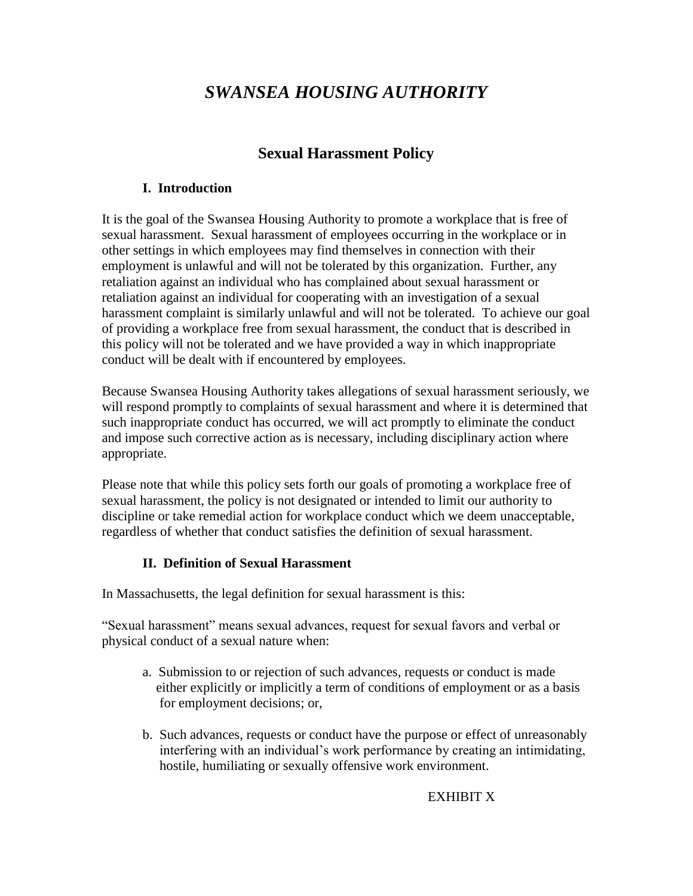# *SWANSEA HOUSING AUTHORITY*

## Sexual Harassment Policy

### I. Introduction

It is the goal of the Swansea Housing Authority to promote a workplace that is free of sexual harassment. Sexual harassment of employees occurring in the workplace or in other settings in which employees may find themselves in connection with their employment is unlawful and will not be tolerated by this organization. Further, any retaliation against an individual who has complained about sexual harassment or retaliation against an individual for cooperating with an investigation of a sexual harassment complaint is similarly unlawful and will not be tolerated. To achieve our goal of providing a workplace free from sexual harassment, the conduct that is described in this policy will not be tolerated and we have provided a way in which inappropriate conduct will be dealt with if encountered by employees.

Because Swansea Housing Authority takes allegations of sexual harassment seriously, we will respond promptly to complaints of sexual harassment and where it is determined that such inappropriate conduct has occurred, we will act promptly to eliminate the conduct and impose such corrective action as is necessary, including disciplinary action where appropriate.

Please note that while this policy sets forth our goals of promoting a workplace free of sexual harassment, the policy is not designated or intended to limit our authority to discipline or take remedial action for workplace conduct which we deem unacceptable, regardless of whether that conduct satisfies the definition of sexual harassment.

### II. Definition of Sexual Harassment

In Massachusetts, the legal definition for sexual harassment is this:

"Sexual harassment" means sexual advances, request for sexual favors and verbal or physical conduct of a sexual nature when:

a. Submission to or rejection of such advances, requests or conduct is made either explicitly or implicitly a term of conditions of employment or as a basis for employment decisions; or,

b. Such advances, requests or conduct have the purpose or effect of unreasonably interfering with an individual's work performance by creating an intimidating, hostile, humiliating or sexually offensive work environment.

EXHIBIT X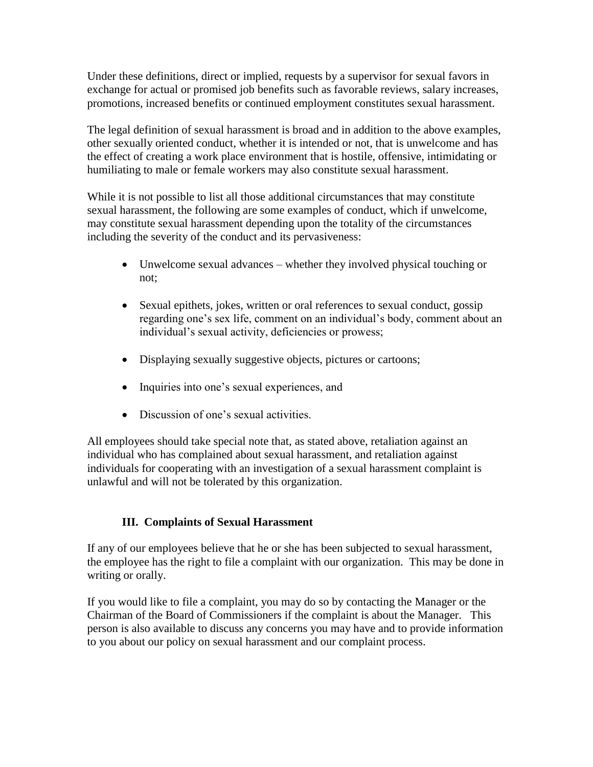Under these definitions, direct or implied, requests by a supervisor for sexual favors in exchange for actual or promised job benefits such as favorable reviews, salary increases, promotions, increased benefits or continued employment constitutes sexual harassment.

The legal definition of sexual harassment is broad and in addition to the above examples, other sexually oriented conduct, whether it is intended or not, that is unwelcome and has the effect of creating a work place environment that is hostile, offensive, intimidating or humiliating to male or female workers may also constitute sexual harassment.

While it is not possible to list all those additional circumstances that may constitute sexual harassment, the following are some examples of conduct, which if unwelcome, may constitute sexual harassment depending upon the totality of the circumstances including the severity of the conduct and its pervasiveness:

- Unwelcome sexual advances – whether they involved physical touching or not;
- Sexual epithets, jokes, written or oral references to sexual conduct, gossip regarding one's sex life, comment on an individual's body, comment about an individual's sexual activity, deficiencies or prowess;
- Displaying sexually suggestive objects, pictures or cartoons;
- Inquiries into one's sexual experiences, and
- Discussion of one's sexual activities.

All employees should take special note that, as stated above, retaliation against an individual who has complained about sexual harassment, and retaliation against individuals for cooperating with an investigation of a sexual harassment complaint is unlawful and will not be tolerated by this organization.

## III. Complaints of Sexual Harassment

If any of our employees believe that he or she has been subjected to sexual harassment, the employee has the right to file a complaint with our organization. This may be done in writing or orally.

If you would like to file a complaint, you may do so by contacting the Manager or the Chairman of the Board of Commissioners if the complaint is about the Manager. This person is also available to discuss any concerns you may have and to provide information to you about our policy on sexual harassment and our complaint process.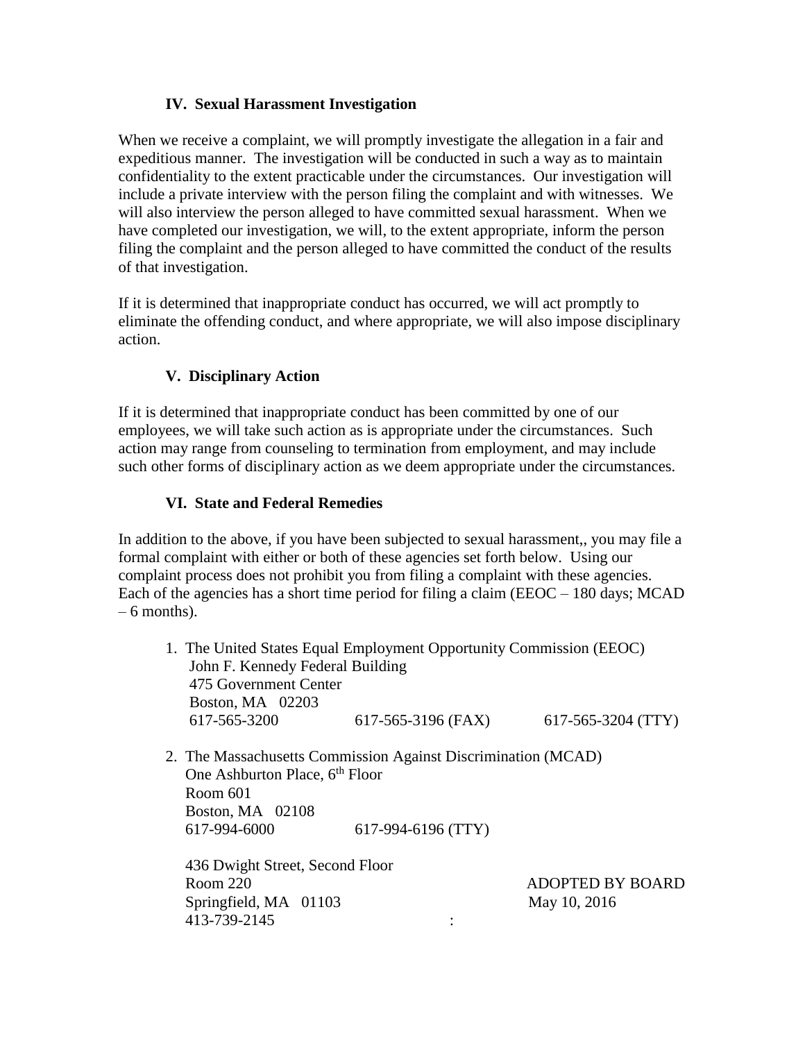### IV. Sexual Harassment Investigation

When we receive a complaint, we will promptly investigate the allegation in a fair and expeditious manner. The investigation will be conducted in such a way as to maintain confidentiality to the extent practicable under the circumstances. Our investigation will include a private interview with the person filing the complaint and with witnesses. We will also interview the person alleged to have committed sexual harassment. When we have completed our investigation, we will, to the extent appropriate, inform the person filing the complaint and the person alleged to have committed the conduct of the results of that investigation.

If it is determined that inappropriate conduct has occurred, we will act promptly to eliminate the offending conduct, and where appropriate, we will also impose disciplinary action.

### V. Disciplinary Action

If it is determined that inappropriate conduct has been committed by one of our employees, we will take such action as is appropriate under the circumstances. Such action may range from counseling to termination from employment, and may include such other forms of disciplinary action as we deem appropriate under the circumstances.

### VI. State and Federal Remedies

In addition to the above, if you have been subjected to sexual harassment,, you may file a formal complaint with either or both of these agencies set forth below. Using our complaint process does not prohibit you from filing a complaint with these agencies. Each of the agencies has a short time period for filing a claim (EEOC – 180 days; MCAD – 6 months).

1. The United States Equal Employment Opportunity Commission (EEOC)
   John F. Kennedy Federal Building
   475 Government Center
   Boston, MA 02203
   617-565-3200 617-565-3196 (FAX) 617-565-3204 (TTY)

2. The Massachusetts Commission Against Discrimination (MCAD)
   One Ashburton Place, 6th Floor
   Room 601
   Boston, MA 02108
   617-994-6000 617-994-6196 (TTY)

   436 Dwight Street, Second Floor
   Room 220
   Springfield, MA 01103
   413-739-2145 :

ADOPTED BY BOARD
May 10, 2016